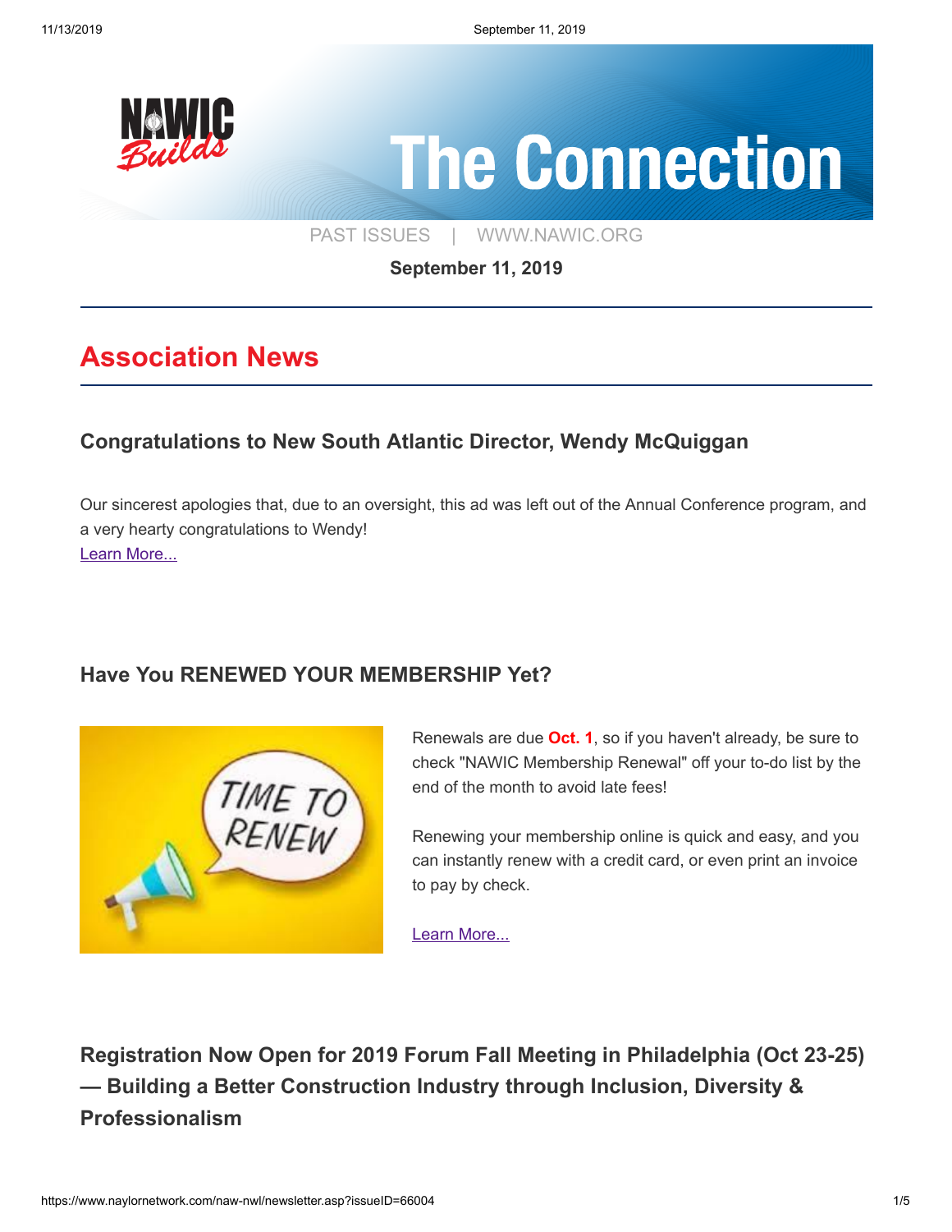# The Connection

PAST ISSUES | WWW.NAWIC.ORG

**September 11, 2019**

## Association News

### Congratulations to New South Atlantic Director, Wendy McQuiggan

Our sincerest apologies that, due to an oversight, this ad was left out of the Annual Conference program, and a very hearty congratulations to Wendy!

Learn More...

### Have You RENEWED YOUR MEMBERSHIP Yet?

Renewals are due **Oct. 1**, so if you haven't already, be sure to check "NAWIC Membership Renewal" off your to-do list by the end of the month to avoid late fees!

Renewing your membership online is quick and easy, and you can instantly renew with a credit card, or even print an invoice to pay by check.

Learn More...

### Registration Now Open for 2019 Forum Fall Meeting in Philadelphia (Oct 23-25) — Building a Better Construction Industry through Inclusion, Diversity & Professionalism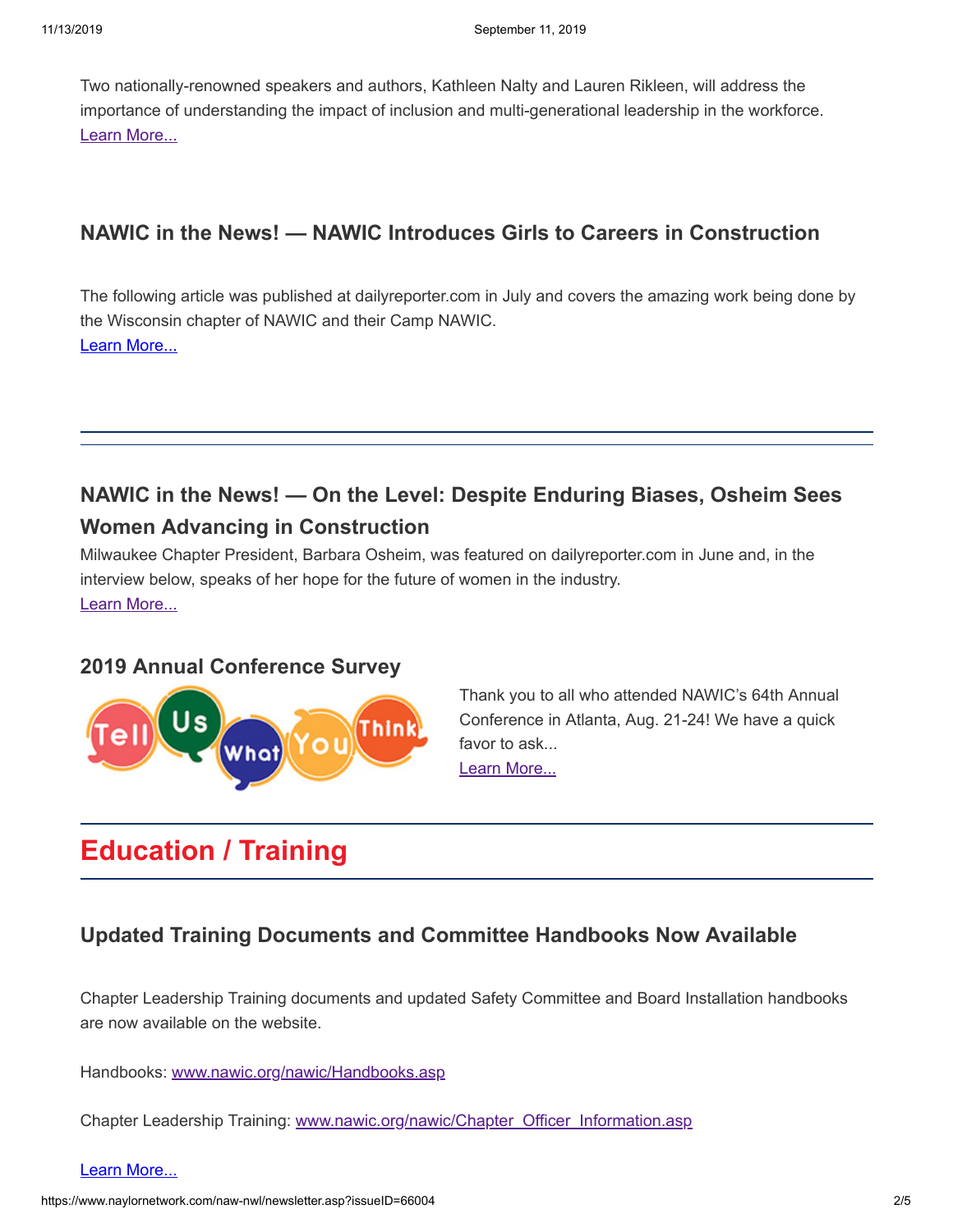Two nationally-renowned speakers and authors, Kathleen Nalty and Lauren Rikleen, will address the importance of understanding the impact of inclusion and multi-generational leadership in the workforce.
Learn More...

### NAWIC in the News! — NAWIC Introduces Girls to Careers in Construction

The following article was published at dailyreporter.com in July and covers the amazing work being done by the Wisconsin chapter of NAWIC and their Camp NAWIC.
Learn More...

---

### NAWIC in the News! — On the Level: Despite Enduring Biases, Osheim Sees Women Advancing in Construction

Milwaukee Chapter President, Barbara Osheim, was featured on dailyreporter.com in June and, in the interview below, speaks of her hope for the future of women in the industry.
Learn More...

### 2019 Annual Conference Survey

Thank you to all who attended NAWIC's 64th Annual Conference in Atlanta, Aug. 21-24! We have a quick favor to ask...
Learn More...

---

## Education / Training

---

### Updated Training Documents and Committee Handbooks Now Available

Chapter Leadership Training documents and updated Safety Committee and Board Installation handbooks are now available on the website.

Handbooks: www.nawic.org/nawic/Handbooks.asp

Chapter Leadership Training: www.nawic.org/nawic/Chapter_Officer_Information.asp

Learn More...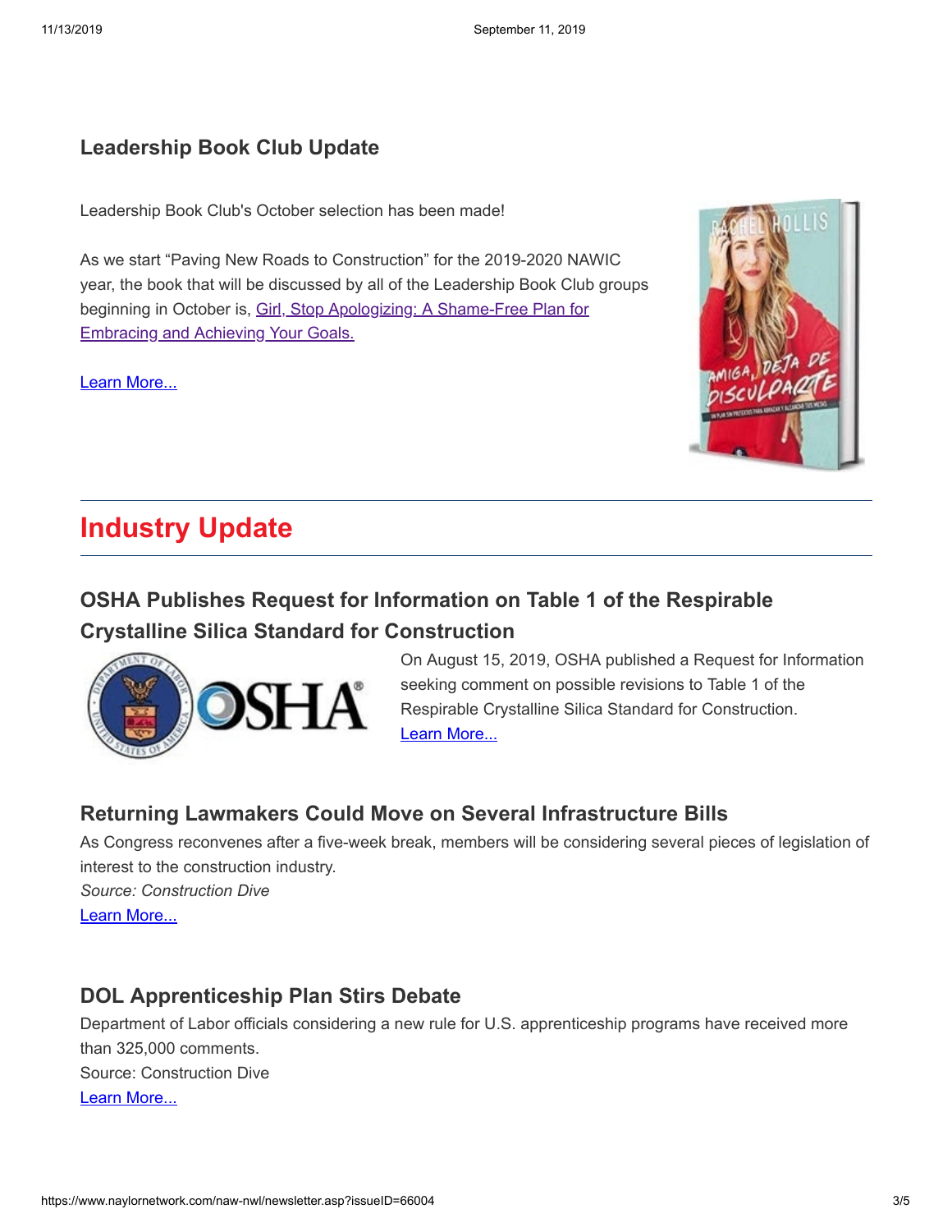### Leadership Book Club Update

Leadership Book Club's October selection has been made!

As we start "Paving New Roads to Construction" for the 2019-2020 NAWIC year, the book that will be discussed by all of the Leadership Book Club groups beginning in October is, Girl, Stop Apologizing: A Shame-Free Plan for Embracing and Achieving Your Goals.

Learn More...

## Industry Update

### OSHA Publishes Request for Information on Table 1 of the Respirable Crystalline Silica Standard for Construction

On August 15, 2019, OSHA published a Request for Information seeking comment on possible revisions to Table 1 of the Respirable Crystalline Silica Standard for Construction.
Learn More...

### Returning Lawmakers Could Move on Several Infrastructure Bills

As Congress reconvenes after a five-week break, members will be considering several pieces of legislation of interest to the construction industry.
*Source: Construction Dive*
Learn More...

### DOL Apprenticeship Plan Stirs Debate

Department of Labor officials considering a new rule for U.S. apprenticeship programs have received more than 325,000 comments.
Source: Construction Dive
Learn More...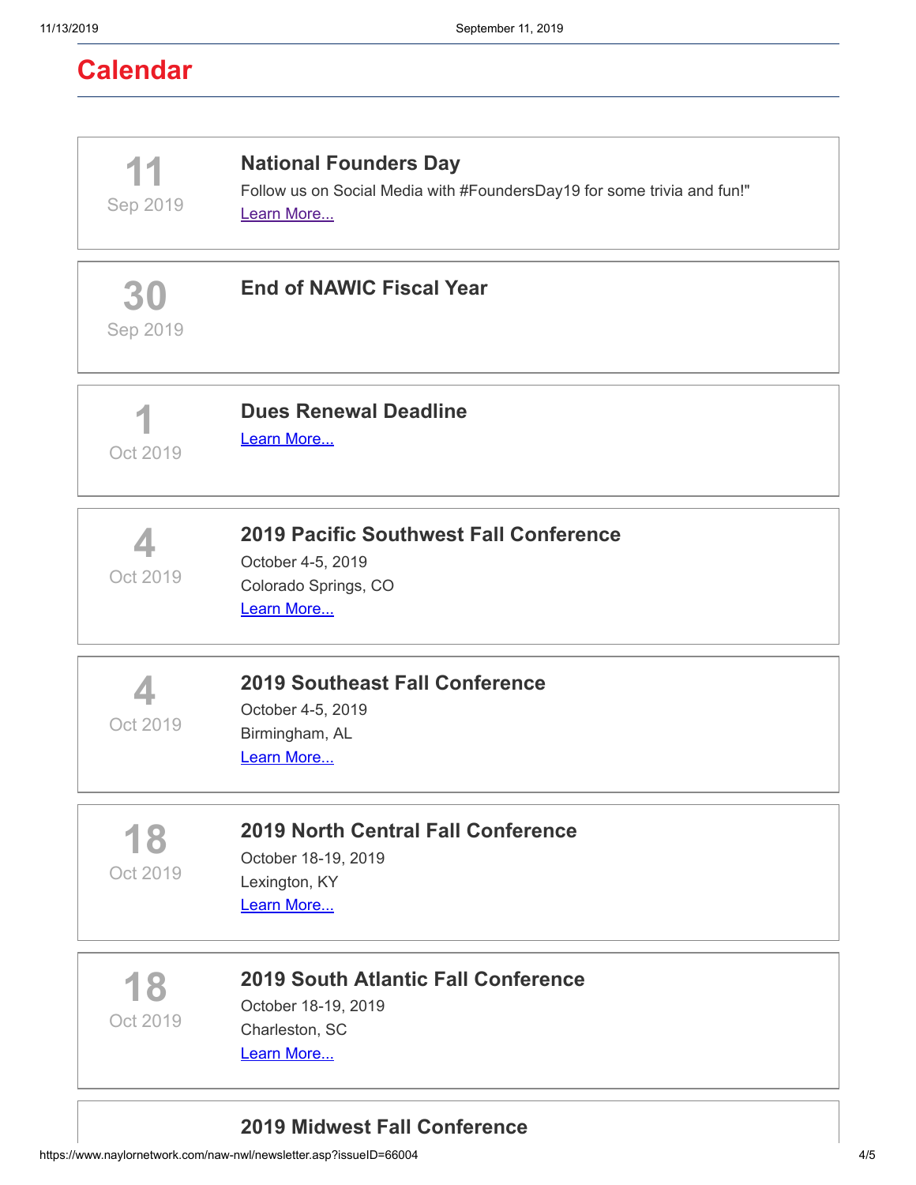## Calendar

**11**
Sep 2019

### National Founders Day

Follow us on Social Media with #FoundersDay19 for some trivia and fun!"
Learn More...

**30**
Sep 2019

### End of NAWIC Fiscal Year

**1**
Oct 2019

### Dues Renewal Deadline

Learn More...

**4**
Oct 2019

### 2019 Pacific Southwest Fall Conference

October 4-5, 2019
Colorado Springs, CO
Learn More...

**4**
Oct 2019

### 2019 Southeast Fall Conference

October 4-5, 2019
Birmingham, AL
Learn More...

**18**
Oct 2019

### 2019 North Central Fall Conference

October 18-19, 2019
Lexington, KY
Learn More...

**18**
Oct 2019

### 2019 South Atlantic Fall Conference

October 18-19, 2019
Charleston, SC
Learn More...

### 2019 Midwest Fall Conference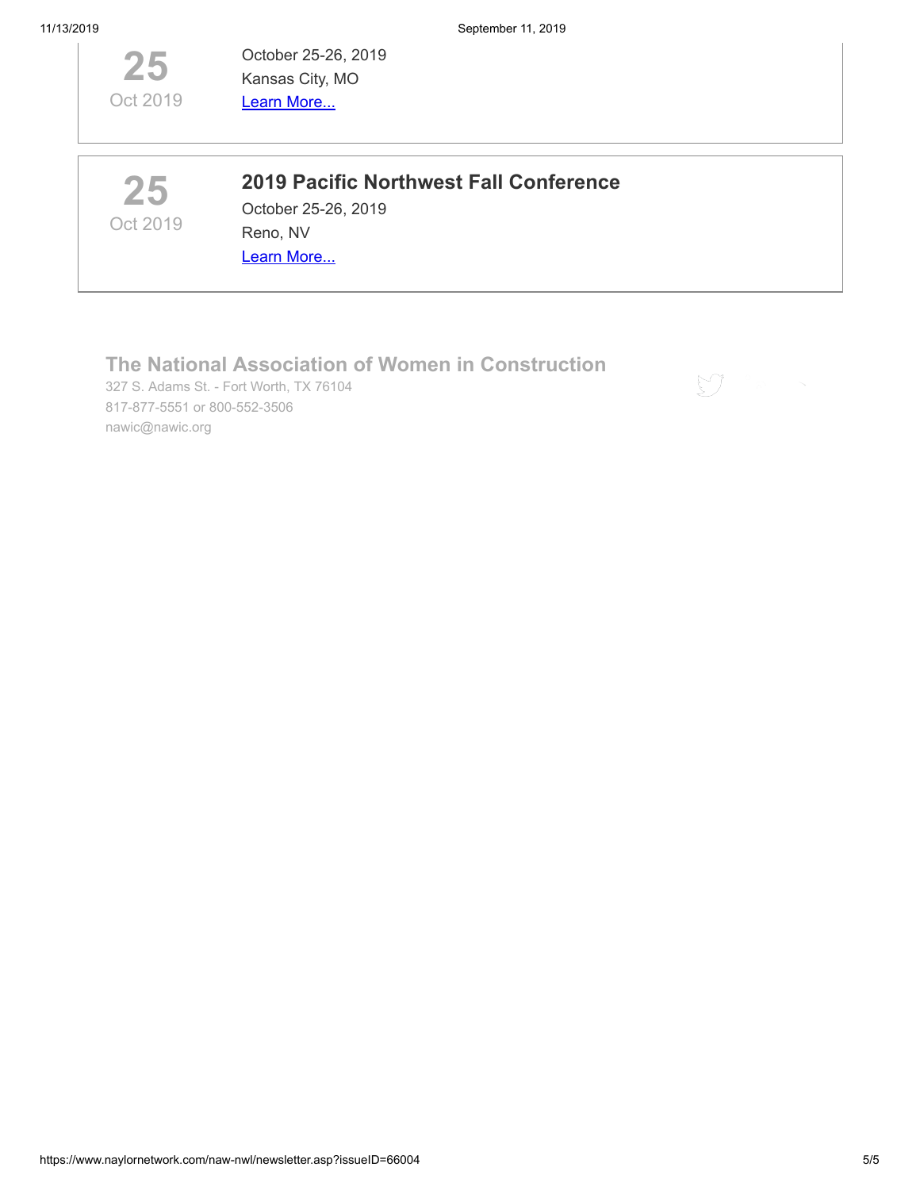25
Oct 2019

October 25-26, 2019
Kansas City, MO
Learn More...

25
Oct 2019

### 2019 Pacific Northwest Fall Conference

October 25-26, 2019
Reno, NV
Learn More...

### The National Association of Women in Construction

327 S. Adams St. - Fort Worth, TX 76104
817-877-5551 or 800-552-3506
nawic@nawic.org